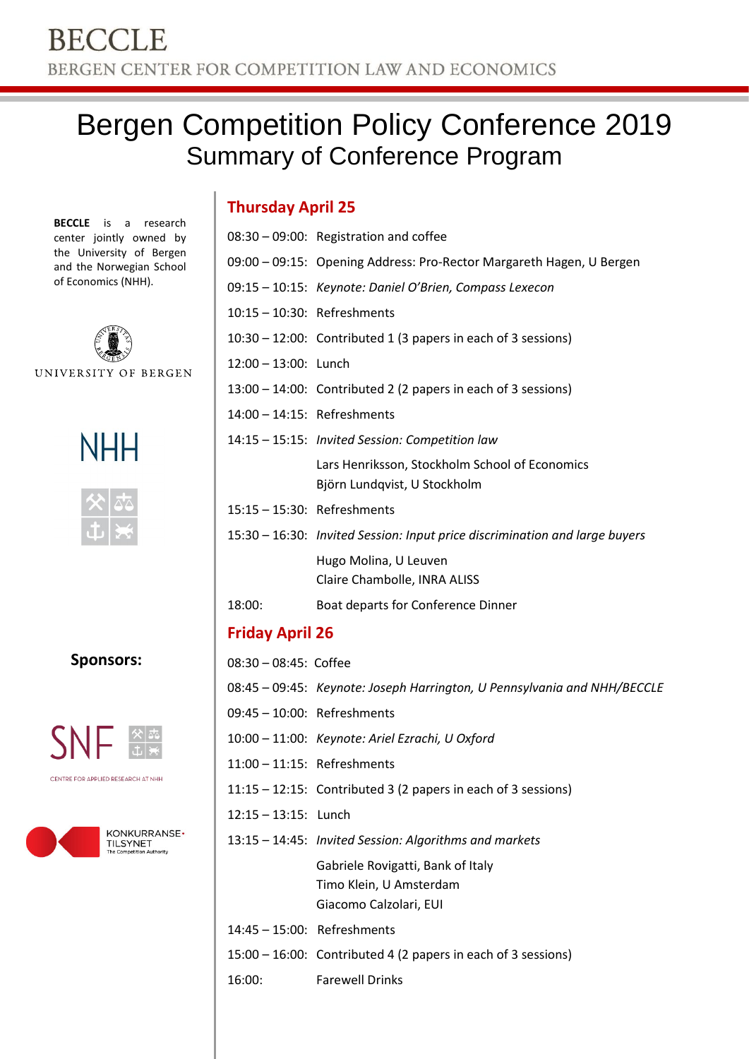# BECCLE

BERGEN CENTER FOR COMPETITION LAW AND ECONOMICS

# Bergen Competition Policy Conference 2019

## Summary of Conference Program

**BECCLE** is a research center jointly owned by the University of Bergen and the Norwegian School of Economics (NHH).

UNIVERSITY OF BERGEN

NHH

### Thursday April 25

08:30 – 09:00: Registration and coffee

09:00 – 09:15: Opening Address: Pro-Rector Margareth Hagen, U Bergen

09:15 – 10:15: *Keynote: Daniel O'Brien, Compass Lexecon*

10:15 – 10:30: Refreshments

10:30 – 12:00: Contributed 1 (3 papers in each of 3 sessions)

12:00 – 13:00: Lunch

13:00 – 14:00: Contributed 2 (2 papers in each of 3 sessions)

14:00 – 14:15: Refreshments

14:15 – 15:15: *Invited Session: Competition law*

Lars Henriksson, Stockholm School of Economics
Björn Lundqvist, U Stockholm

15:15 – 15:30: Refreshments

15:30 – 16:30: *Invited Session: Input price discrimination and large buyers*

Hugo Molina, U Leuven
Claire Chambolle, INRA ALISS

18:00: Boat departs for Conference Dinner

### Friday April 26

08:30 – 08:45: Coffee

08:45 – 09:45: *Keynote: Joseph Harrington, U Pennsylvania and NHH/BECCLE*

09:45 – 10:00: Refreshments

10:00 – 11:00: *Keynote: Ariel Ezrachi, U Oxford*

11:00 – 11:15: Refreshments

11:15 – 12:15: Contributed 3 (2 papers in each of 3 sessions)

12:15 – 13:15: Lunch

13:15 – 14:45: *Invited Session: Algorithms and markets*

Gabriele Rovigatti, Bank of Italy
Timo Klein, U Amsterdam
Giacomo Calzolari, EUI

14:45 – 15:00: Refreshments

15:00 – 16:00: Contributed 4 (2 papers in each of 3 sessions)

16:00: Farewell Drinks

**Sponsors:**

SNF
CENTRE FOR APPLIED RESEARCH AT NHH

KONKURRANSE-TILSYNET
The Competition Authority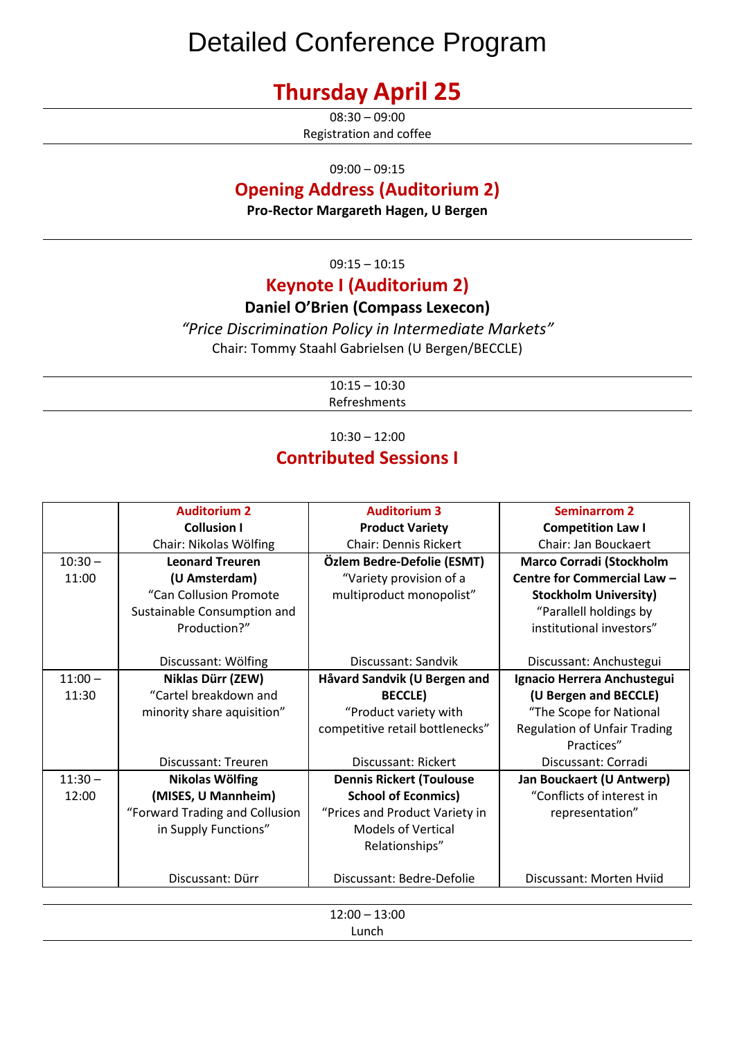# Detailed Conference Program

## Thursday April 25

08:30 – 09:00
Registration and coffee

09:00 – 09:15

### Opening Address (Auditorium 2)

**Pro-Rector Margareth Hagen, U Bergen**

09:15 – 10:15

### Keynote I (Auditorium 2)

**Daniel O'Brien (Compass Lexecon)**

*"Price Discrimination Policy in Intermediate Markets"*

Chair: Tommy Staahl Gabrielsen (U Bergen/BECCLE)

10:15 – 10:30
Refreshments

10:30 – 12:00

### Contributed Sessions I

| | Auditorium 2<br>**Collusion I**<br>Chair: Nikolas Wölfing | Auditorium 3<br>**Product Variety**<br>Chair: Dennis Rickert | Seminarrom 2<br>**Competition Law I**<br>Chair: Jan Bouckaert |
|---|---|---|---|
| 10:30 – 11:00 | **Leonard Treuren (U Amsterdam)**<br>"Can Collusion Promote Sustainable Consumption and Production?"<br><br>Discussant: Wölfing | **Özlem Bedre-Defolie (ESMT)**<br>"Variety provision of a multiproduct monopolist"<br><br>Discussant: Sandvik | **Marco Corradi (Stockholm Centre for Commercial Law – Stockholm University)**<br>"Parallell holdings by institutional investors"<br><br>Discussant: Anchustegui |
| 11:00 – 11:30 | **Niklas Dürr (ZEW)**<br>"Cartel breakdown and minority share aquisition"<br><br>Discussant: Treuren | **Håvard Sandvik (U Bergen and BECCLE)**<br>"Product variety with competitive retail bottlenecks"<br><br>Discussant: Rickert | **Ignacio Herrera Anchustegui (U Bergen and BECCLE)**<br>"The Scope for National Regulation of Unfair Trading Practices"<br>Discussant: Corradi |
| 11:30 – 12:00 | **Nikolas Wölfing (MISES, U Mannheim)**<br>"Forward Trading and Collusion in Supply Functions"<br><br>Discussant: Dürr | **Dennis Rickert (Toulouse School of Econmics)**<br>"Prices and Product Variety in Models of Vertical Relationships"<br><br>Discussant: Bedre-Defolie | **Jan Bouckaert (U Antwerp)**<br>"Conflicts of interest in representation"<br><br>Discussant: Morten Hviid |

12:00 – 13:00
Lunch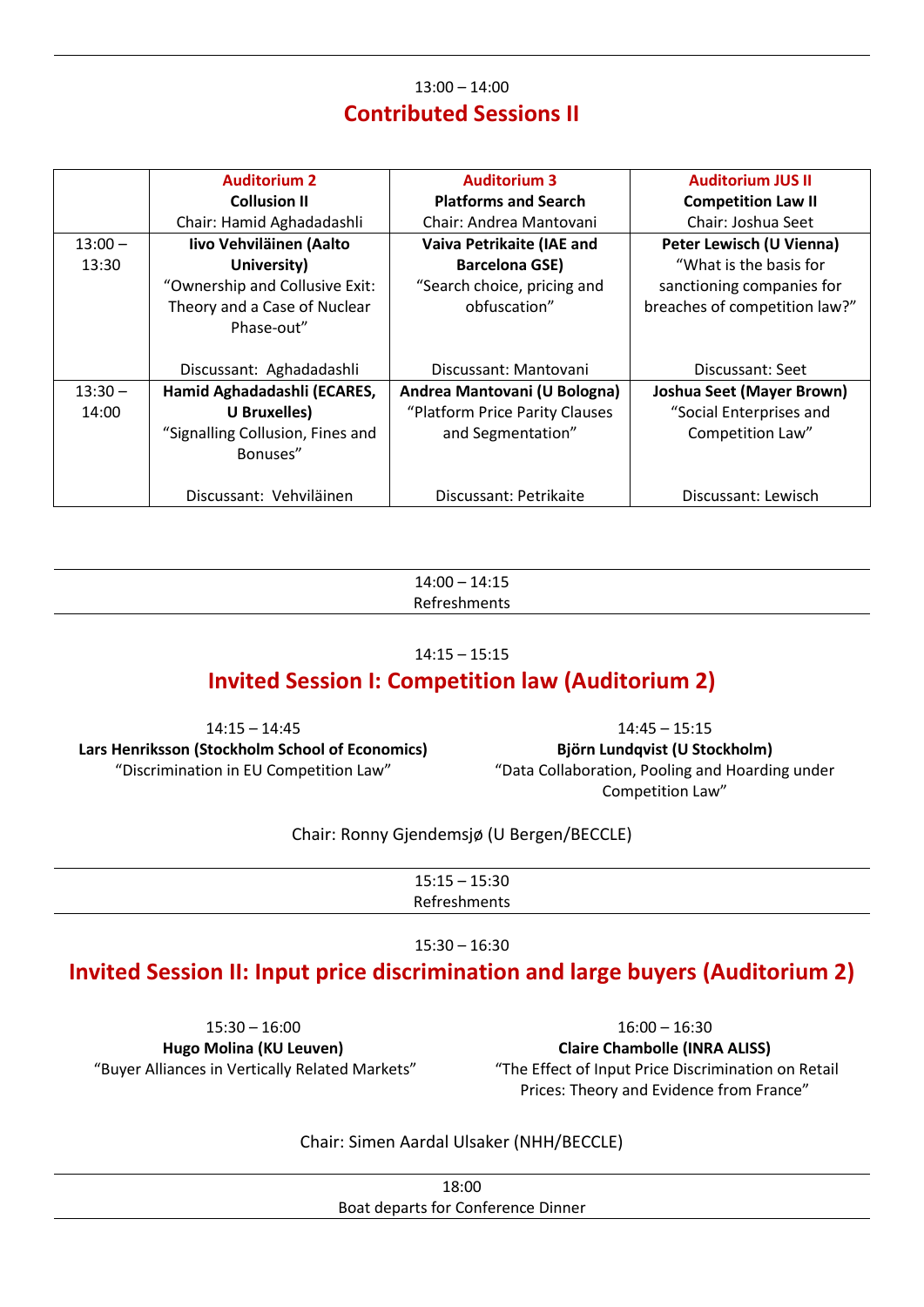13:00 – 14:00

## Contributed Sessions II

| | Auditorium 2<br>**Collusion II**<br>Chair: Hamid Aghadadashli | Auditorium 3<br>**Platforms and Search**<br>Chair: Andrea Mantovani | Auditorium JUS II<br>**Competition Law II**<br>Chair: Joshua Seet |
|---|---|---|---|
| 13:00 – 13:30 | **Iivo Vehviläinen (Aalto University)**<br>“Ownership and Collusive Exit: Theory and a Case of Nuclear Phase-out”<br><br>Discussant: Aghadadashli | **Vaiva Petrikaite (IAE and Barcelona GSE)**<br>“Search choice, pricing and obfuscation”<br><br>Discussant: Mantovani | **Peter Lewisch (U Vienna)**<br>“What is the basis for sanctioning companies for breaches of competition law?”<br><br>Discussant: Seet |
| 13:30 – 14:00 | **Hamid Aghadadashli (ECARES, U Bruxelles)**<br>“Signalling Collusion, Fines and Bonuses”<br><br>Discussant: Vehviläinen | **Andrea Mantovani (U Bologna)**<br>“Platform Price Parity Clauses and Segmentation”<br><br>Discussant: Petrikaite | **Joshua Seet (Mayer Brown)**<br>“Social Enterprises and Competition Law”<br><br>Discussant: Lewisch |

---

14:00 – 14:15
Refreshments

---

14:15 – 15:15

## Invited Session I: Competition law (Auditorium 2)

14:15 – 14:45
**Lars Henriksson (Stockholm School of Economics)**
“Discrimination in EU Competition Law”

14:45 – 15:15
**Björn Lundqvist (U Stockholm)**
“Data Collaboration, Pooling and Hoarding under Competition Law”

Chair: Ronny Gjendemsjø (U Bergen/BECCLE)

---

15:15 – 15:30
Refreshments

---

15:30 – 16:30

## Invited Session II: Input price discrimination and large buyers (Auditorium 2)

15:30 – 16:00
**Hugo Molina (KU Leuven)**
“Buyer Alliances in Vertically Related Markets”

16:00 – 16:30
**Claire Chambolle (INRA ALISS)**
“The Effect of Input Price Discrimination on Retail Prices: Theory and Evidence from France”

Chair: Simen Aardal Ulsaker (NHH/BECCLE)

---

18:00
Boat departs for Conference Dinner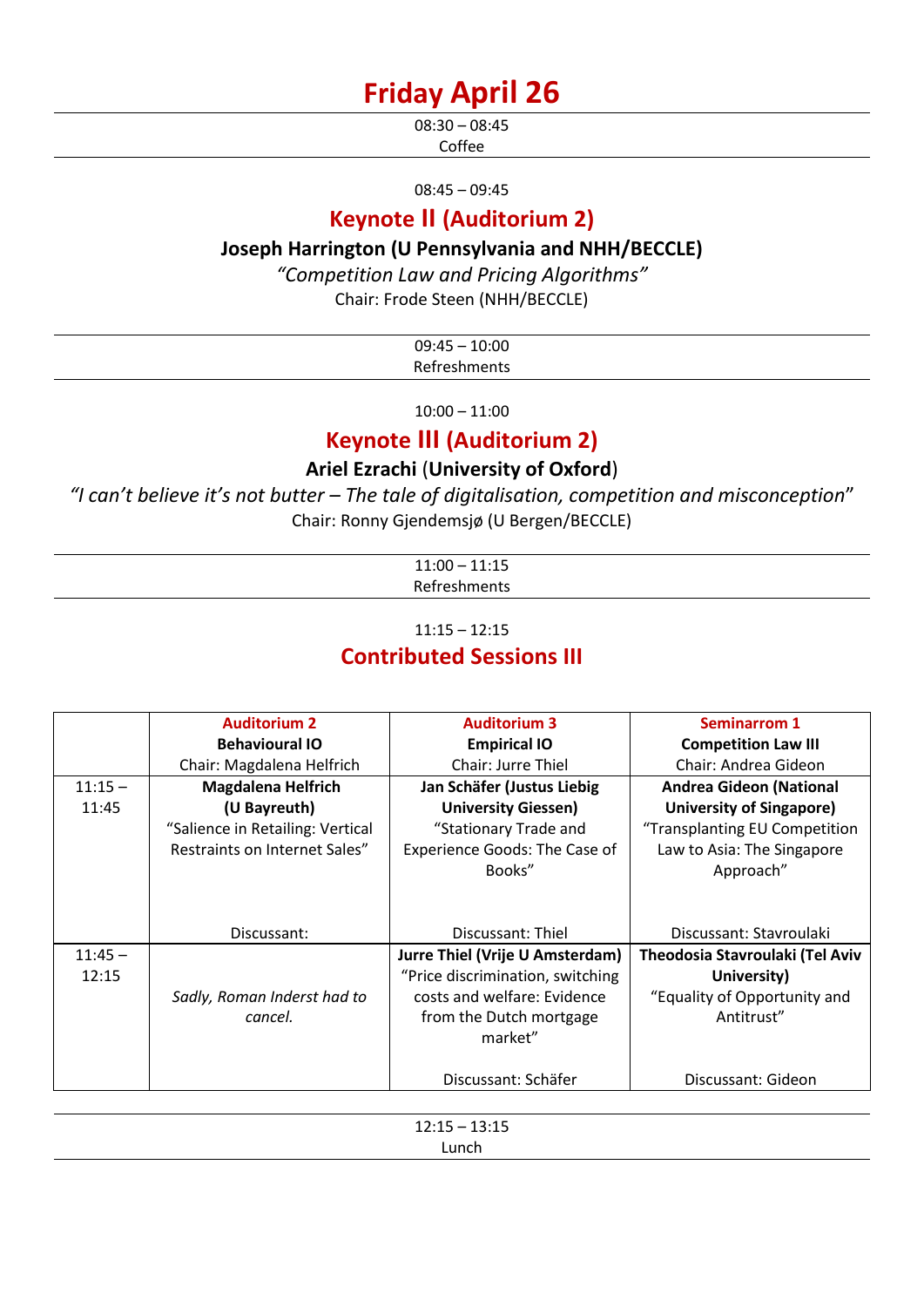# Friday April 26

08:30 – 08:45
Coffee

08:45 – 09:45

## Keynote II (Auditorium 2)

**Joseph Harrington (U Pennsylvania and NHH/BECCLE)**

*"Competition Law and Pricing Algorithms"*

Chair: Frode Steen (NHH/BECCLE)

09:45 – 10:00
Refreshments

10:00 – 11:00

## Keynote III (Auditorium 2)

**Ariel Ezrachi** (**University of Oxford**)

*"I can't believe it's not butter – The tale of digitalisation, competition and misconception*"

Chair: Ronny Gjendemsjø (U Bergen/BECCLE)

11:00 – 11:15
Refreshments

11:15 – 12:15

## Contributed Sessions III

| | Auditorium 2<br>**Behavioural IO**<br>Chair: Magdalena Helfrich | Auditorium 3<br>**Empirical IO**<br>Chair: Jurre Thiel | Seminarrom 1<br>**Competition Law III**<br>Chair: Andrea Gideon |
|---|---|---|---|
| 11:15 – 11:45 | **Magdalena Helfrich (U Bayreuth)**<br>"Salience in Retailing: Vertical Restraints on Internet Sales"<br><br>Discussant: | **Jan Schäfer (Justus Liebig University Giessen)**<br>"Stationary Trade and Experience Goods: The Case of Books"<br><br>Discussant: Thiel | **Andrea Gideon (National University of Singapore)**<br>"Transplanting EU Competition Law to Asia: The Singapore Approach"<br><br>Discussant: Stavroulaki |
| 11:45 – 12:15 | *Sadly, Roman Inderst had to cancel.* | **Jurre Thiel (Vrije U Amsterdam)**<br>"Price discrimination, switching costs and welfare: Evidence from the Dutch mortgage market"<br><br>Discussant: Schäfer | **Theodosia Stavroulaki (Tel Aviv University)**<br>"Equality of Opportunity and Antitrust"<br><br>Discussant: Gideon |

12:15 – 13:15
Lunch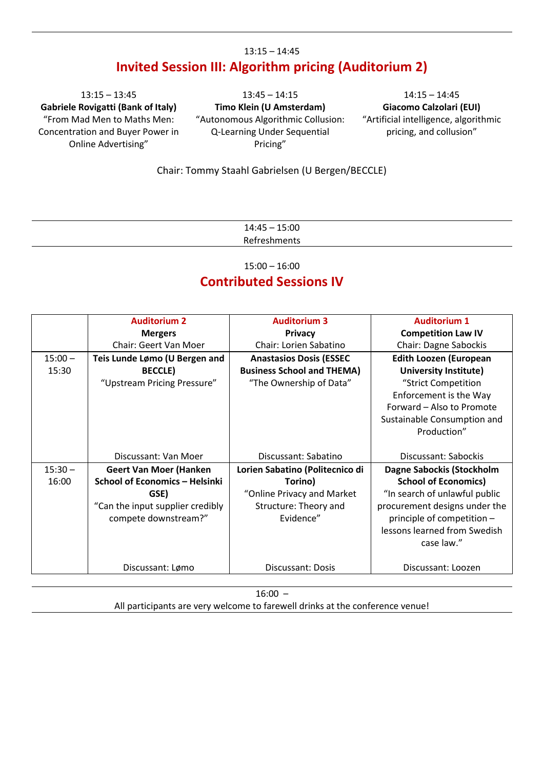13:15 – 14:45

## Invited Session III: Algorithm pricing (Auditorium 2)

13:15 – 13:45
**Gabriele Rovigatti (Bank of Italy)**
"From Mad Men to Maths Men: Concentration and Buyer Power in Online Advertising"

13:45 – 14:15
**Timo Klein (U Amsterdam)**
"Autonomous Algorithmic Collusion: Q-Learning Under Sequential Pricing"

14:15 – 14:45
**Giacomo Calzolari (EUI)**
"Artificial intelligence, algorithmic pricing, and collusion"

Chair: Tommy Staahl Gabrielsen (U Bergen/BECCLE)

---

14:45 – 15:00
Refreshments

---

15:00 – 16:00

## Contributed Sessions IV

| | Auditorium 2<br>**Mergers**<br>Chair: Geert Van Moer | Auditorium 3<br>**Privacy**<br>Chair: Lorien Sabatino | Auditorium 1<br>**Competition Law IV**<br>Chair: Dagne Sabockis |
|---|---|---|---|
| 15:00 – 15:30 | **Teis Lunde Lømo (U Bergen and BECCLE)**<br>"Upstream Pricing Pressure"<br><br>Discussant: Van Moer | **Anastasios Dosis (ESSEC Business School and THEMA)**<br>"The Ownership of Data"<br><br>Discussant: Sabatino | **Edith Loozen (European University Institute)**<br>"Strict Competition Enforcement is the Way Forward – Also to Promote Sustainable Consumption and Production"<br><br>Discussant: Sabockis |
| 15:30 – 16:00 | **Geert Van Moer (Hanken School of Economics – Helsinki GSE)**<br>"Can the input supplier credibly compete downstream?"<br><br>Discussant: Lømo | **Lorien Sabatino (Politecnico di Torino)**<br>"Online Privacy and Market Structure: Theory and Evidence"<br><br>Discussant: Dosis | **Dagne Sabockis (Stockholm School of Economics)**<br>"In search of unlawful public procurement designs under the principle of competition – lessons learned from Swedish case law."<br><br>Discussant: Loozen |

---

16:00 –
All participants are very welcome to farewell drinks at the conference venue!